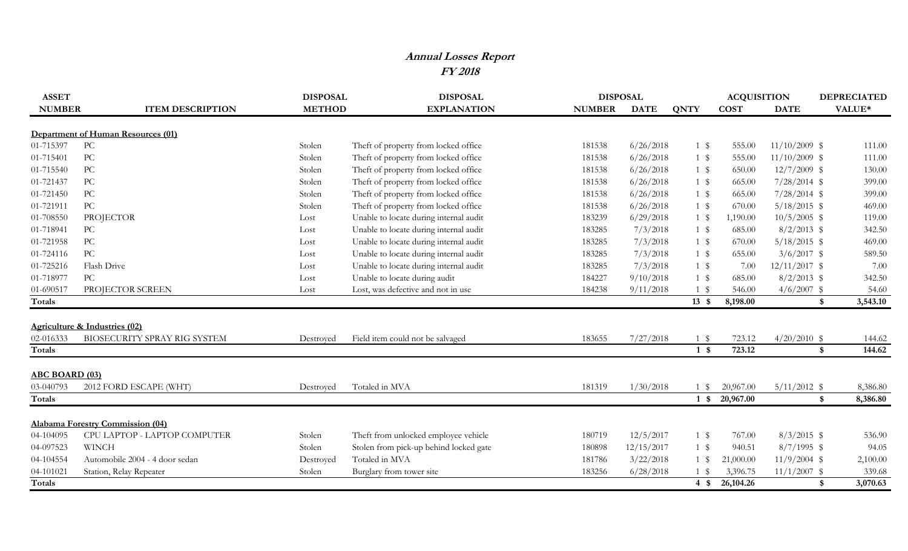# Annual Losses Report

## FY 2018

| ASSET NUMBER | ITEM DESCRIPTION | DISPOSAL METHOD | DISPOSAL EXPLANATION | DISPOSAL NUMBER | DISPOSAL DATE | QNTY | ACQUISITION COST | ACQUISITION DATE | DEPRECIATED VALUE* |
|---|---|---|---|---|---|---|---|---|---|
| **Department of Human Resources (01)** | | | | | | | | | |
| 01-715397 | PC | Stolen | Theft of property from locked office | 181538 | 6/26/2018 | 1 | $ 555.00 | 11/10/2009 | $ 111.00 |
| 01-715401 | PC | Stolen | Theft of property from locked office | 181538 | 6/26/2018 | 1 | $ 555.00 | 11/10/2009 | $ 111.00 |
| 01-715540 | PC | Stolen | Theft of property from locked office | 181538 | 6/26/2018 | 1 | $ 650.00 | 12/7/2009 | $ 130.00 |
| 01-721437 | PC | Stolen | Theft of property from locked office | 181538 | 6/26/2018 | 1 | $ 665.00 | 7/28/2014 | $ 399.00 |
| 01-721450 | PC | Stolen | Theft of property from locked office | 181538 | 6/26/2018 | 1 | $ 665.00 | 7/28/2014 | $ 399.00 |
| 01-721911 | PC | Stolen | Theft of property from locked office | 181538 | 6/26/2018 | 1 | $ 670.00 | 5/18/2015 | $ 469.00 |
| 01-708550 | PROJECTOR | Lost | Unable to locate during internal audit | 183239 | 6/29/2018 | 1 | $ 1,190.00 | 10/5/2005 | $ 119.00 |
| 01-718941 | PC | Lost | Unable to locate during internal audit | 183285 | 7/3/2018 | 1 | $ 685.00 | 8/2/2013 | $ 342.50 |
| 01-721958 | PC | Lost | Unable to locate during internal audit | 183285 | 7/3/2018 | 1 | $ 670.00 | 5/18/2015 | $ 469.00 |
| 01-724116 | PC | Lost | Unable to locate during internal audit | 183285 | 7/3/2018 | 1 | $ 655.00 | 3/6/2017 | $ 589.50 |
| 01-725216 | Flash Drive | Lost | Unable to locate during internal audit | 183285 | 7/3/2018 | 1 | $ 7.00 | 12/11/2017 | $ 7.00 |
| 01-718977 | PC | Lost | Unable to locate during audit | 184227 | 9/10/2018 | 1 | $ 685.00 | 8/2/2013 | $ 342.50 |
| 01-690517 | PROJECTOR SCREEN | Lost | Lost, was defective and not in use | 184238 | 9/11/2018 | 1 | $ 546.00 | 4/6/2007 | $ 54.60 |
| **Totals** | | | | | | **13** | **$ 8,198.00** | | **$ 3,543.10** |
| **Agriculture & Industries (02)** | | | | | | | | | |
| 02-016333 | BIOSECURITY SPRAY RIG SYSTEM | Destroyed | Field item could not be salvaged | 183655 | 7/27/2018 | 1 | $ 723.12 | 4/20/2010 | $ 144.62 |
| **Totals** | | | | | | **1** | **$ 723.12** | | **$ 144.62** |
| **ABC BOARD (03)** | | | | | | | | | |
| 03-040793 | 2012 FORD ESCAPE (WHT) | Destroyed | Totaled in MVA | 181319 | 1/30/2018 | 1 | $ 20,967.00 | 5/11/2012 | $ 8,386.80 |
| **Totals** | | | | | | **1** | **$ 20,967.00** | | **$ 8,386.80** |
| **Alabama Forestry Commission (04)** | | | | | | | | | |
| 04-104095 | CPU LAPTOP - LAPTOP COMPUTER | Stolen | Theft from unlocked employee vehicle | 180719 | 12/5/2017 | 1 | $ 767.00 | 8/3/2015 | $ 536.90 |
| 04-097523 | WINCH | Stolen | Stolen from pick-up behind locked gate | 180898 | 12/15/2017 | 1 | $ 940.51 | 8/7/1995 | $ 94.05 |
| 04-104554 | Automobile 2004 - 4 door sedan | Destroyed | Totaled in MVA | 181786 | 3/22/2018 | 1 | $ 21,000.00 | 11/9/2004 | $ 2,100.00 |
| 04-101021 | Station, Relay Repeater | Stolen | Burglary from tower site | 183256 | 6/28/2018 | 1 | $ 3,396.75 | 11/1/2007 | $ 339.68 |
| **Totals** | | | | | | **4** | **$ 26,104.26** | | **$ 3,070.63** |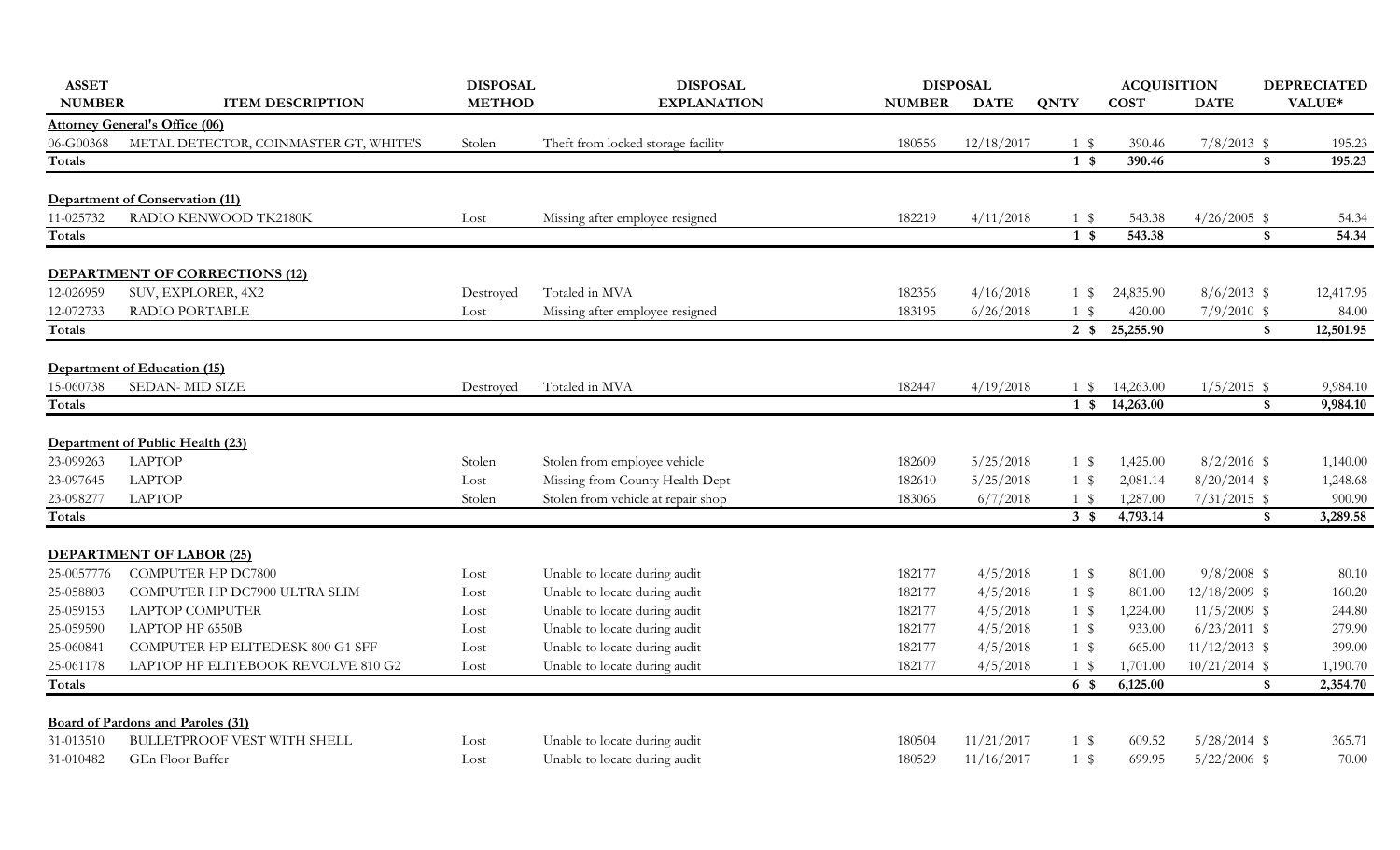| ASSET NUMBER | ITEM DESCRIPTION | DISPOSAL METHOD | DISPOSAL EXPLANATION | DISPOSAL NUMBER | DISPOSAL DATE | QNTY | ACQUISITION COST | ACQUISITION DATE | DEPRECIATED VALUE* |
|---|---|---|---|---|---|---|---|---|---|
| **Attorney General's Office (06)** | | | | | | | | | |
| 06-G00368 | METAL DETECTOR, COINMASTER GT, WHITE'S | Stolen | Theft from locked storage facility | 180556 | 12/18/2017 | 1 | $ 390.46 | 7/8/2013 | $ 195.23 |
| **Totals** | | | | | | **1** | **$ 390.46** | | **$ 195.23** |
| **Department of Conservation (11)** | | | | | | | | | |
| 11-025732 | RADIO KENWOOD TK2180K | Lost | Missing after employee resigned | 182219 | 4/11/2018 | 1 | $ 543.38 | 4/26/2005 | $ 54.34 |
| **Totals** | | | | | | **1** | **$ 543.38** | | **$ 54.34** |
| **DEPARTMENT OF CORRECTIONS (12)** | | | | | | | | | |
| 12-026959 | SUV, EXPLORER, 4X2 | Destroyed | Totaled in MVA | 182356 | 4/16/2018 | 1 | $ 24,835.90 | 8/6/2013 | $ 12,417.95 |
| 12-072733 | RADIO PORTABLE | Lost | Missing after employee resigned | 183195 | 6/26/2018 | 1 | $ 420.00 | 7/9/2010 | $ 84.00 |
| **Totals** | | | | | | **2** | **$ 25,255.90** | | **$ 12,501.95** |
| **Department of Education (15)** | | | | | | | | | |
| 15-060738 | SEDAN- MID SIZE | Destroyed | Totaled in MVA | 182447 | 4/19/2018 | 1 | $ 14,263.00 | 1/5/2015 | $ 9,984.10 |
| **Totals** | | | | | | **1** | **$ 14,263.00** | | **$ 9,984.10** |
| **Department of Public Health (23)** | | | | | | | | | |
| 23-099263 | LAPTOP | Stolen | Stolen from employee vehicle | 182609 | 5/25/2018 | 1 | $ 1,425.00 | 8/2/2016 | $ 1,140.00 |
| 23-097645 | LAPTOP | Lost | Missing from County Health Dept | 182610 | 5/25/2018 | 1 | $ 2,081.14 | 8/20/2014 | $ 1,248.68 |
| 23-098277 | LAPTOP | Stolen | Stolen from vehicle at repair shop | 183066 | 6/7/2018 | 1 | $ 1,287.00 | 7/31/2015 | $ 900.90 |
| **Totals** | | | | | | **3** | **$ 4,793.14** | | **$ 3,289.58** |
| **DEPARTMENT OF LABOR (25)** | | | | | | | | | |
| 25-0057776 | COMPUTER HP DC7800 | Lost | Unable to locate during audit | 182177 | 4/5/2018 | 1 | $ 801.00 | 9/8/2008 | $ 80.10 |
| 25-058803 | COMPUTER HP DC7900 ULTRA SLIM | Lost | Unable to locate during audit | 182177 | 4/5/2018 | 1 | $ 801.00 | 12/18/2009 | $ 160.20 |
| 25-059153 | LAPTOP COMPUTER | Lost | Unable to locate during audit | 182177 | 4/5/2018 | 1 | $ 1,224.00 | 11/5/2009 | $ 244.80 |
| 25-059590 | LAPTOP HP 6550B | Lost | Unable to locate during audit | 182177 | 4/5/2018 | 1 | $ 933.00 | 6/23/2011 | $ 279.90 |
| 25-060841 | COMPUTER HP ELITEDESK 800 G1 SFF | Lost | Unable to locate during audit | 182177 | 4/5/2018 | 1 | $ 665.00 | 11/12/2013 | $ 399.00 |
| 25-061178 | LAPTOP HP ELITEBOOK REVOLVE 810 G2 | Lost | Unable to locate during audit | 182177 | 4/5/2018 | 1 | $ 1,701.00 | 10/21/2014 | $ 1,190.70 |
| **Totals** | | | | | | **6** | **$ 6,125.00** | | **$ 2,354.70** |
| **Board of Pardons and Paroles (31)** | | | | | | | | | |
| 31-013510 | BULLETPROOF VEST WITH SHELL | Lost | Unable to locate during audit | 180504 | 11/21/2017 | 1 | $ 609.52 | 5/28/2014 | $ 365.71 |
| 31-010482 | GEn Floor Buffer | Lost | Unable to locate during audit | 180529 | 11/16/2017 | 1 | $ 699.95 | 5/22/2006 | $ 70.00 |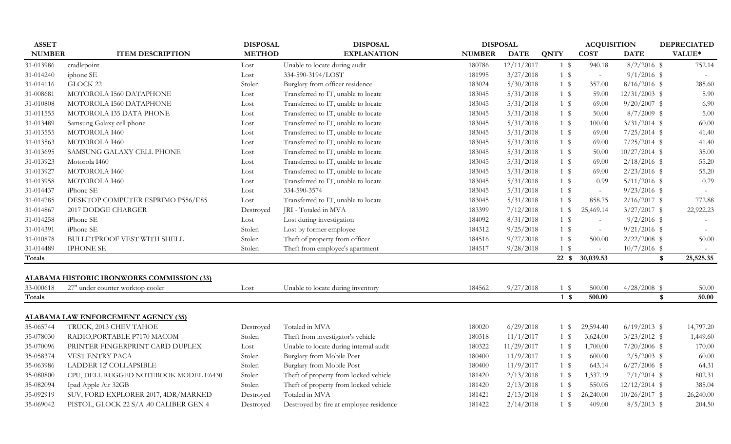| ASSET NUMBER | ITEM DESCRIPTION | DISPOSAL METHOD | DISPOSAL EXPLANATION | DISPOSAL NUMBER | DISPOSAL DATE | QNTY | ACQUISITION COST | ACQUISITION DATE | DEPRECIATED VALUE* |
|---|---|---|---|---|---|---|---|---|---|
| 31-013986 | cradlepoint | Lost | Unable to locate during audit | 180786 | 12/11/2017 | 1 | $ 940.18 | 8/2/2016 | $ 752.14 |
| 31-014240 | iphone SE | Lost | 334-590-3194/LOST | 181995 | 3/27/2018 | 1 | $ - | 9/1/2016 | $ - |
| 31-014116 | GLOCK 22 | Stolen | Burglary from officer residence | 183024 | 5/30/2018 | 1 | $ 357.00 | 8/16/2016 | $ 285.60 |
| 31-008681 | MOTOROLA I560 DATAPHONE | Lost | Transferred to IT, unable to locate | 183045 | 5/31/2018 | 1 | $ 59.00 | 12/31/2003 | $ 5.90 |
| 31-010808 | MOTOROLA I560 DATAPHONE | Lost | Transferred to IT, unable to locate | 183045 | 5/31/2018 | 1 | $ 69.00 | 9/20/2007 | $ 6.90 |
| 31-011555 | MOTOROLA I35 DATA PHONE | Lost | Transferred to IT, unable to locate | 183045 | 5/31/2018 | 1 | $ 50.00 | 8/7/2009 | $ 5.00 |
| 31-013489 | Samsung Galaxy cell phone | Lost | Transferred to IT, unable to locate | 183045 | 5/31/2018 | 1 | $ 100.00 | 3/31/2014 | $ 60.00 |
| 31-013555 | MOTOROLA I460 | Lost | Transferred to IT, unable to locate | 183045 | 5/31/2018 | 1 | $ 69.00 | 7/25/2014 | $ 41.40 |
| 31-013563 | MOTOROLA I460 | Lost | Transferred to IT, unable to locate | 183045 | 5/31/2018 | 1 | $ 69.00 | 7/25/2014 | $ 41.40 |
| 31-013695 | SAMSUNG GALAXY CELL PHONE | Lost | Transferred to IT, unable to locate | 183045 | 5/31/2018 | 1 | $ 50.00 | 10/27/2014 | $ 35.00 |
| 31-013923 | Motorola I460 | Lost | Transferred to IT, unable to locate | 183045 | 5/31/2018 | 1 | $ 69.00 | 2/18/2016 | $ 55.20 |
| 31-013927 | MOTOROLA I460 | Lost | Transferred to IT, unable to locate | 183045 | 5/31/2018 | 1 | $ 69.00 | 2/23/2016 | $ 55.20 |
| 31-013958 | MOTOROLA I460 | Lost | Transferred to IT, unable to locate | 183045 | 5/31/2018 | 1 | $ 0.99 | 5/11/2016 | $ 0.79 |
| 31-014437 | iPhone SE | Lost | 334-590-3574 | 183045 | 5/31/2018 | 1 | $ - | 9/23/2016 | $ - |
| 31-014785 | DESKTOP COMPUTER ESPRIMO P556/E85 | Lost | Transferred to IT, unable to locate | 183045 | 5/31/2018 | 1 | $ 858.75 | 2/16/2017 | $ 772.88 |
| 31-014867 | 2017 DODGE CHARGER | Destroyed | JRI - Totaled in MVA | 183399 | 7/12/2018 | 1 | $ 25,469.14 | 3/27/2017 | $ 22,922.23 |
| 31-014258 | iPhone SE | Lost | Lost during investigation | 184092 | 8/31/2018 | 1 | $ - | 9/2/2016 | $ - |
| 31-014391 | iPhone SE | Stolen | Lost by former employee | 184312 | 9/25/2018 | 1 | $ - | 9/21/2016 | $ - |
| 31-010878 | BULLETPROOF VEST WITH SHELL | Stolen | Theft of property from officer | 184516 | 9/27/2018 | 1 | $ 500.00 | 2/22/2008 | $ 50.00 |
| 31-014489 | IPHONE SE | Stolen | Theft from employee's apartment | 184517 | 9/28/2018 | 1 | $ - | 10/7/2016 | $ - |
| **Totals** | | | | | | **22** | **$ 30,039.53** | | **$ 25,525.35** |

**ALABAMA HISTORIC IRONWORKS COMMISSION (33)**

| ASSET NUMBER | ITEM DESCRIPTION | DISPOSAL METHOD | DISPOSAL EXPLANATION | DISPOSAL NUMBER | DISPOSAL DATE | QNTY | ACQUISITION COST | ACQUISITION DATE | DEPRECIATED VALUE* |
|---|---|---|---|---|---|---|---|---|---|
| 33-000618 | 27" under counter worktop cooler | Lost | Unable to locate during inventory | 184562 | 9/27/2018 | 1 | $ 500.00 | 4/28/2008 | $ 50.00 |
| **Totals** | | | | | | **1** | **$ 500.00** | | **$ 50.00** |

**ALABAMA LAW ENFORCEMENT AGENCY (35)**

| ASSET NUMBER | ITEM DESCRIPTION | DISPOSAL METHOD | DISPOSAL EXPLANATION | DISPOSAL NUMBER | DISPOSAL DATE | QNTY | ACQUISITION COST | ACQUISITION DATE | DEPRECIATED VALUE* |
|---|---|---|---|---|---|---|---|---|---|
| 35-065744 | TRUCK, 2013 CHEV TAHOE | Destroyed | Totaled in MVA | 180020 | 6/29/2018 | 1 | $ 29,594.40 | 6/19/2013 | $ 14,797.20 |
| 35-078030 | RADIO,PORTABLE P7170 MACOM | Stolen | Theft from investigator's vehicle | 180318 | 11/1/2017 | 1 | $ 3,624.00 | 3/23/2012 | $ 1,449.60 |
| 35-070096 | PRINTER FINGERPRINT CARD DUPLEX | Lost | Unable to locate during internal audit | 180322 | 11/29/2017 | 1 | $ 1,700.00 | 7/20/2006 | $ 170.00 |
| 35-058374 | VEST ENTRY PACA | Stolen | Burglary from Mobile Post | 180400 | 11/9/2017 | 1 | $ 600.00 | 2/5/2003 | $ 60.00 |
| 35-063986 | LADDER 12' COLLAPSIBLE | Stolen | Burglary from Mobile Post | 180400 | 11/9/2017 | 1 | $ 643.14 | 6/27/2006 | $ 64.31 |
| 35-080800 | CPU, DELL RUGGED NOTEBOOK MODEL E6430 | Stolen | Theft of property from locked vehicle | 181420 | 2/13/2018 | 1 | $ 1,337.19 | 7/1/2014 | $ 802.31 |
| 35-082094 | Ipad Apple Air 32GB | Stolen | Theft of property from locked vehicle | 181420 | 2/13/2018 | 1 | $ 550.05 | 12/12/2014 | $ 385.04 |
| 35-092919 | SUV, FORD EXPLORER 2017, 4DR/MARKED | Destroyed | Totaled in MVA | 181421 | 2/13/2018 | 1 | $ 26,240.00 | 10/26/2017 | $ 26,240.00 |
| 35-069042 | PISTOL, GLOCK 22 S/A .40 CALIBER GEN 4 | Destroyed | Destroyed by fire at employee residence | 181422 | 2/14/2018 | 1 | $ 409.00 | 8/5/2013 | $ 204.50 |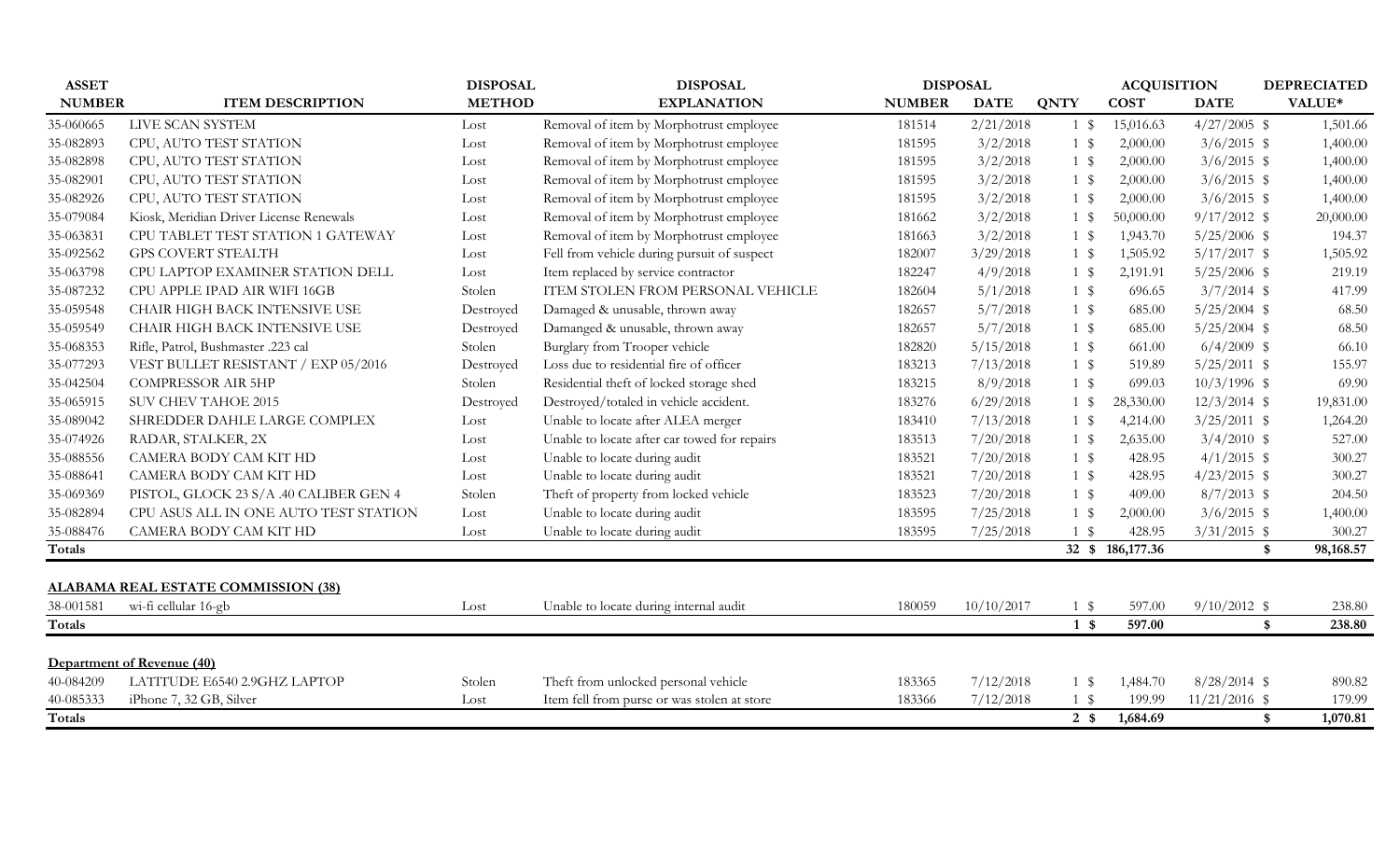| ASSET NUMBER | ITEM DESCRIPTION | DISPOSAL METHOD | DISPOSAL EXPLANATION | DISPOSAL NUMBER | DISPOSAL DATE | QNTY | ACQUISITION COST | ACQUISITION DATE | DEPRECIATED VALUE* |
|---|---|---|---|---|---|---|---|---|---|
| 35-060665 | LIVE SCAN SYSTEM | Lost | Removal of item by Morphotrust employee | 181514 | 2/21/2018 | 1 | $ 15,016.63 | 4/27/2005 | $ 1,501.66 |
| 35-082893 | CPU, AUTO TEST STATION | Lost | Removal of item by Morphotrust employee | 181595 | 3/2/2018 | 1 | $ 2,000.00 | 3/6/2015 | $ 1,400.00 |
| 35-082898 | CPU, AUTO TEST STATION | Lost | Removal of item by Morphotrust employee | 181595 | 3/2/2018 | 1 | $ 2,000.00 | 3/6/2015 | $ 1,400.00 |
| 35-082901 | CPU, AUTO TEST STATION | Lost | Removal of item by Morphotrust employee | 181595 | 3/2/2018 | 1 | $ 2,000.00 | 3/6/2015 | $ 1,400.00 |
| 35-082926 | CPU, AUTO TEST STATION | Lost | Removal of item by Morphotrust employee | 181595 | 3/2/2018 | 1 | $ 2,000.00 | 3/6/2015 | $ 1,400.00 |
| 35-079084 | Kiosk, Meridian Driver License Renewals | Lost | Removal of item by Morphotrust employee | 181662 | 3/2/2018 | 1 | $ 50,000.00 | 9/17/2012 | $ 20,000.00 |
| 35-063831 | CPU TABLET TEST STATION 1 GATEWAY | Lost | Removal of item by Morphotrust employee | 181663 | 3/2/2018 | 1 | $ 1,943.70 | 5/25/2006 | $ 194.37 |
| 35-092562 | GPS COVERT STEALTH | Lost | Fell from vehicle during pursuit of suspect | 182007 | 3/29/2018 | 1 | $ 1,505.92 | 5/17/2017 | $ 1,505.92 |
| 35-063798 | CPU LAPTOP EXAMINER STATION DELL | Lost | Item replaced by service contractor | 182247 | 4/9/2018 | 1 | $ 2,191.91 | 5/25/2006 | $ 219.19 |
| 35-087232 | CPU APPLE IPAD AIR WIFI 16GB | Stolen | ITEM STOLEN FROM PERSONAL VEHICLE | 182604 | 5/1/2018 | 1 | $ 696.65 | 3/7/2014 | $ 417.99 |
| 35-059548 | CHAIR HIGH BACK INTENSIVE USE | Destroyed | Damanged & unusable, thrown away | 182657 | 5/7/2018 | 1 | $ 685.00 | 5/25/2004 | $ 68.50 |
| 35-059549 | CHAIR HIGH BACK INTENSIVE USE | Destroyed | Damanged & unusable, thrown away | 182657 | 5/7/2018 | 1 | $ 685.00 | 5/25/2004 | $ 68.50 |
| 35-068353 | Rifle, Patrol, Bushmaster .223 cal | Stolen | Burglary from Trooper vehicle | 182820 | 5/15/2018 | 1 | $ 661.00 | 6/4/2009 | $ 66.10 |
| 35-077293 | VEST BULLET RESISTANT / EXP 05/2016 | Destroyed | Loss due to residential fire of officer | 183213 | 7/13/2018 | 1 | $ 519.89 | 5/25/2011 | $ 155.97 |
| 35-042504 | COMPRESSOR AIR 5HP | Stolen | Residential theft of locked storage shed | 183215 | 8/9/2018 | 1 | $ 699.03 | 10/3/1996 | $ 69.90 |
| 35-065915 | SUV CHEV TAHOE 2015 | Destroyed | Destroyed/totaled in vehicle accident. | 183276 | 6/29/2018 | 1 | $ 28,330.00 | 12/3/2014 | $ 19,831.00 |
| 35-089042 | SHREDDER DAHLE LARGE COMPLEX | Lost | Unable to locate after ALEA merger | 183410 | 7/13/2018 | 1 | $ 4,214.00 | 3/25/2011 | $ 1,264.20 |
| 35-074926 | RADAR, STALKER, 2X | Lost | Unable to locate after car towed for repairs | 183513 | 7/20/2018 | 1 | $ 2,635.00 | 3/4/2010 | $ 527.00 |
| 35-088556 | CAMERA BODY CAM KIT HD | Lost | Unable to locate during audit | 183521 | 7/20/2018 | 1 | $ 428.95 | 4/1/2015 | $ 300.27 |
| 35-088641 | CAMERA BODY CAM KIT HD | Lost | Unable to locate during audit | 183521 | 7/20/2018 | 1 | $ 428.95 | 4/23/2015 | $ 300.27 |
| 35-069369 | PISTOL, GLOCK 23 S/A .40 CALIBER GEN 4 | Stolen | Theft of property from locked vehicle | 183523 | 7/20/2018 | 1 | $ 409.00 | 8/7/2013 | $ 204.50 |
| 35-082894 | CPU ASUS ALL IN ONE AUTO TEST STATION | Lost | Unable to locate during audit | 183595 | 7/25/2018 | 1 | $ 2,000.00 | 3/6/2015 | $ 1,400.00 |
| 35-088476 | CAMERA BODY CAM KIT HD | Lost | Unable to locate during audit | 183595 | 7/25/2018 | 1 | $ 428.95 | 3/31/2015 | $ 300.27 |
| **Totals** | | | | | | **32** | **$ 186,177.36** | | **$ 98,168.57** |

**ALABAMA REAL ESTATE COMMISSION (38)**

| ASSET NUMBER | ITEM DESCRIPTION | DISPOSAL METHOD | DISPOSAL EXPLANATION | DISPOSAL NUMBER | DISPOSAL DATE | QNTY | ACQUISITION COST | ACQUISITION DATE | DEPRECIATED VALUE* |
|---|---|---|---|---|---|---|---|---|---|
| 38-001581 | wi-fi cellular 16-gb | Lost | Unable to locate during internal audit | 180059 | 10/10/2017 | 1 | $ 597.00 | 9/10/2012 | $ 238.80 |
| **Totals** | | | | | | **1** | **$ 597.00** | | **$ 238.80** |

**Department of Revenue (40)**

| ASSET NUMBER | ITEM DESCRIPTION | DISPOSAL METHOD | DISPOSAL EXPLANATION | DISPOSAL NUMBER | DISPOSAL DATE | QNTY | ACQUISITION COST | ACQUISITION DATE | DEPRECIATED VALUE* |
|---|---|---|---|---|---|---|---|---|---|
| 40-084209 | LATITUDE E6540 2.9GHZ LAPTOP | Stolen | Theft from unlocked personal vehicle | 183365 | 7/12/2018 | 1 | $ 1,484.70 | 8/28/2014 | $ 890.82 |
| 40-085333 | iPhone 7, 32 GB, Silver | Lost | Item fell from purse or was stolen at store | 183366 | 7/12/2018 | 1 | $ 199.99 | 11/21/2016 | $ 179.99 |
| **Totals** | | | | | | **2** | **$ 1,684.69** | | **$ 1,070.81** |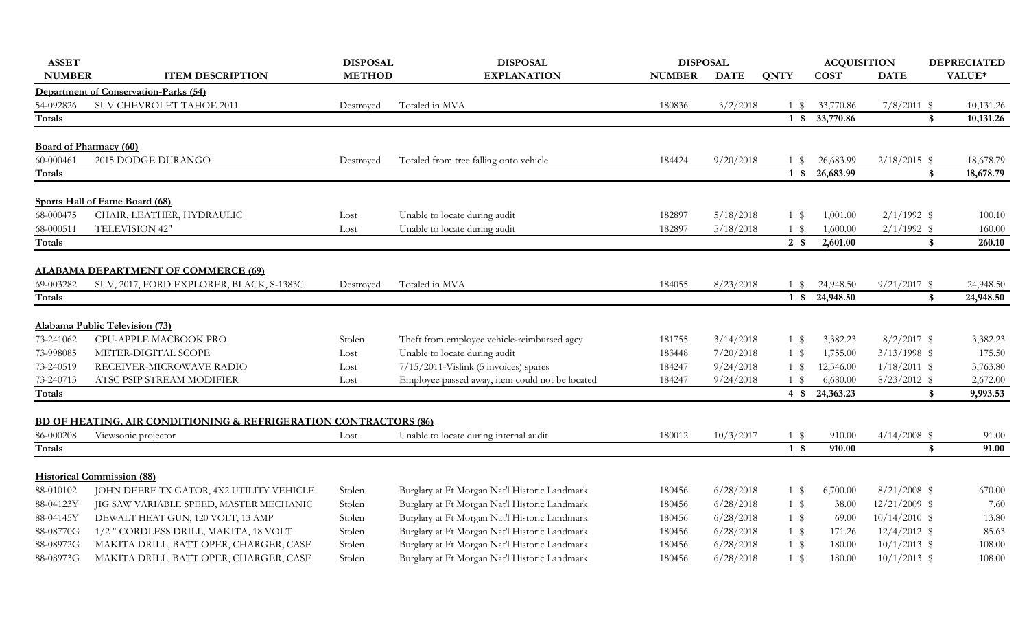| ASSET NUMBER | ITEM DESCRIPTION | DISPOSAL METHOD | DISPOSAL EXPLANATION | DISPOSAL NUMBER | DISPOSAL DATE | QNTY | COST | ACQUISITION DATE | DEPRECIATED VALUE* |
|---|---|---|---|---|---|---|---|---|---|
| **Department of Conservation-Parks (54)** | | | | | | | | | |
| 54-092826 | SUV CHEVROLET TAHOE 2011 | Destroyed | Totaled in MVA | 180836 | 3/2/2018 | 1 | $ 33,770.86 | 7/8/2011 | $ 10,131.26 |
| **Totals** | | | | | | **1** | **$ 33,770.86** | | **$ 10,131.26** |
| **Board of Pharmacy (60)** | | | | | | | | | |
| 60-000461 | 2015 DODGE DURANGO | Destroyed | Totaled from tree falling onto vehicle | 184424 | 9/20/2018 | 1 | $ 26,683.99 | 2/18/2015 | $ 18,678.79 |
| **Totals** | | | | | | **1** | **$ 26,683.99** | | **$ 18,678.79** |
| **Sports Hall of Fame Board (68)** | | | | | | | | | |
| 68-000475 | CHAIR, LEATHER, HYDRAULIC | Lost | Unable to locate during audit | 182897 | 5/18/2018 | 1 | $ 1,001.00 | 2/1/1992 | $ 100.10 |
| 68-000511 | TELEVISION 42" | Lost | Unable to locate during audit | 182897 | 5/18/2018 | 1 | $ 1,600.00 | 2/1/1992 | $ 160.00 |
| **Totals** | | | | | | **2** | **$ 2,601.00** | | **$ 260.10** |
| **ALABAMA DEPARTMENT OF COMMERCE (69)** | | | | | | | | | |
| 69-003282 | SUV, 2017, FORD EXPLORER, BLACK, S-1383C | Destroyed | Totaled in MVA | 184055 | 8/23/2018 | 1 | $ 24,948.50 | 9/21/2017 | $ 24,948.50 |
| **Totals** | | | | | | **1** | **$ 24,948.50** | | **$ 24,948.50** |
| **Alabama Public Television (73)** | | | | | | | | | |
| 73-241062 | CPU-APPLE MACBOOK PRO | Stolen | Theft from employee vehicle-reimbursed agcy | 181755 | 3/14/2018 | 1 | $ 3,382.23 | 8/2/2017 | $ 3,382.23 |
| 73-998085 | METER-DIGITAL SCOPE | Lost | Unable to locate during audit | 183448 | 7/20/2018 | 1 | $ 1,755.00 | 3/13/1998 | $ 175.50 |
| 73-240519 | RECEIVER-MICROWAVE RADIO | Lost | 7/15/2011-Vislink (5 invoices) spares | 184247 | 9/24/2018 | 1 | $ 12,546.00 | 1/18/2011 | $ 3,763.80 |
| 73-240713 | ATSC PSIP STREAM MODIFIER | Lost | Employee passed away, item could not be located | 184247 | 9/24/2018 | 1 | $ 6,680.00 | 8/23/2012 | $ 2,672.00 |
| **Totals** | | | | | | **4** | **$ 24,363.23** | | **$ 9,993.53** |
| **BD OF HEATING, AIR CONDITIONING & REFRIGERATION CONTRACTORS (86)** | | | | | | | | | |
| 86-000208 | Viewsonic projector | Lost | Unable to locate during internal audit | 180012 | 10/3/2017 | 1 | $ 910.00 | 4/14/2008 | $ 91.00 |
| **Totals** | | | | | | **1** | **$ 910.00** | | **$ 91.00** |
| **Historical Commission (88)** | | | | | | | | | |
| 88-010102 | JOHN DEERE TX GATOR, 4X2 UTILITY VEHICLE | Stolen | Burglary at Ft Morgan Nat'l Historic Landmark | 180456 | 6/28/2018 | 1 | $ 6,700.00 | 8/21/2008 | $ 670.00 |
| 88-04123Y | JIG SAW VARIABLE SPEED, MASTER MECHANIC | Stolen | Burglary at Ft Morgan Nat'l Historic Landmark | 180456 | 6/28/2018 | 1 | $ 38.00 | 12/21/2009 | $ 7.60 |
| 88-04145Y | DEWALT HEAT GUN, 120 VOLT, 13 AMP | Stolen | Burglary at Ft Morgan Nat'l Historic Landmark | 180456 | 6/28/2018 | 1 | $ 69.00 | 10/14/2010 | $ 13.80 |
| 88-08770G | 1/2 " CORDLESS DRILL, MAKITA, 18 VOLT | Stolen | Burglary at Ft Morgan Nat'l Historic Landmark | 180456 | 6/28/2018 | 1 | $ 171.26 | 12/4/2012 | $ 85.63 |
| 88-08972G | MAKITA DRILL, BATT OPER, CHARGER, CASE | Stolen | Burglary at Ft Morgan Nat'l Historic Landmark | 180456 | 6/28/2018 | 1 | $ 180.00 | 10/1/2013 | $ 108.00 |
| 88-08973G | MAKITA DRILL, BATT OPER, CHARGER, CASE | Stolen | Burglary at Ft Morgan Nat'l Historic Landmark | 180456 | 6/28/2018 | 1 | $ 180.00 | 10/1/2013 | $ 108.00 |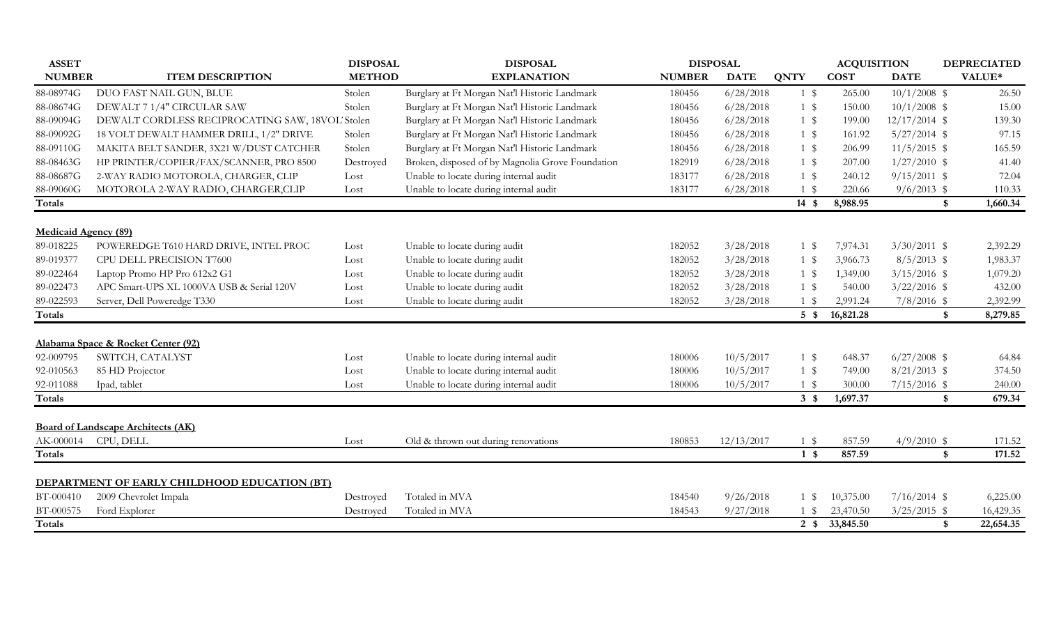| ASSET NUMBER | ITEM DESCRIPTION | DISPOSAL METHOD | DISPOSAL EXPLANATION | DISPOSAL NUMBER | DISPOSAL DATE | QNTY | ACQUISITION COST | ACQUISITION DATE | DEPRECIATED VALUE* |
|---|---|---|---|---|---|---|---|---|---|
| 88-08974G | DUO FAST NAIL GUN, BLUE | Stolen | Burglary at Ft Morgan Nat'l Historic Landmark | 180456 | 6/28/2018 | 1 | $ 265.00 | 10/1/2008 | $ 26.50 |
| 88-08674G | DEWALT 7 1/4" CIRCULAR SAW | Stolen | Burglary at Ft Morgan Nat'l Historic Landmark | 180456 | 6/28/2018 | 1 | $ 150.00 | 10/1/2008 | $ 15.00 |
| 88-09094G | DEWALT CORDLESS RECIPROCATING SAW, 18VOL | Stolen | Burglary at Ft Morgan Nat'l Historic Landmark | 180456 | 6/28/2018 | 1 | $ 199.00 | 12/17/2014 | $ 139.30 |
| 88-09092G | 18 VOLT DEWALT HAMMER DRILL, 1/2" DRIVE | Stolen | Burglary at Ft Morgan Nat'l Historic Landmark | 180456 | 6/28/2018 | 1 | $ 161.92 | 5/27/2014 | $ 97.15 |
| 88-09110G | MAKITA BELT SANDER, 3X21 W/DUST CATCHER | Stolen | Burglary at Ft Morgan Nat'l Historic Landmark | 180456 | 6/28/2018 | 1 | $ 206.99 | 11/5/2015 | $ 165.59 |
| 88-08463G | HP PRINTER/COPIER/FAX/SCANNER, PRO 8500 | Destroyed | Broken, disposed of by Magnolia Grove Foundation | 182919 | 6/28/2018 | 1 | $ 207.00 | 1/27/2010 | $ 41.40 |
| 88-08687G | 2-WAY RADIO MOTOROLA, CHARGER, CLIP | Lost | Unable to locate during internal audit | 183177 | 6/28/2018 | 1 | $ 240.12 | 9/15/2011 | $ 72.04 |
| 88-09060G | MOTOROLA 2-WAY RADIO, CHARGER,CLIP | Lost | Unable to locate during internal audit | 183177 | 6/28/2018 | 1 | $ 220.66 | 9/6/2013 | $ 110.33 |
| **Totals** | | | | | | **14** | **$ 8,988.95** | | **$ 1,660.34** |
| **Medicaid Agency (89)** | | | | | | | | | |
| 89-018225 | POWEREDGE T610 HARD DRIVE, INTEL PROC | Lost | Unable to locate during audit | 182052 | 3/28/2018 | 1 | $ 7,974.31 | 3/30/2011 | $ 2,392.29 |
| 89-019377 | CPU DELL PRECISION T7600 | Lost | Unable to locate during audit | 182052 | 3/28/2018 | 1 | $ 3,966.73 | 8/5/2013 | $ 1,983.37 |
| 89-022464 | Laptop Promo HP Pro 612x2 G1 | Lost | Unable to locate during audit | 182052 | 3/28/2018 | 1 | $ 1,349.00 | 3/15/2016 | $ 1,079.20 |
| 89-022473 | APC Smart-UPS XL 1000VA USB & Serial 120V | Lost | Unable to locate during audit | 182052 | 3/28/2018 | 1 | $ 540.00 | 3/22/2016 | $ 432.00 |
| 89-022593 | Server, Dell Poweredge T330 | Lost | Unable to locate during audit | 182052 | 3/28/2018 | 1 | $ 2,991.24 | 7/8/2016 | $ 2,392.99 |
| **Totals** | | | | | | **5** | **$ 16,821.28** | | **$ 8,279.85** |
| **Alabama Space & Rocket Center (92)** | | | | | | | | | |
| 92-009795 | SWITCH, CATALYST | Lost | Unable to locate during internal audit | 180006 | 10/5/2017 | 1 | $ 648.37 | 6/27/2008 | $ 64.84 |
| 92-010563 | 85 HD Projector | Lost | Unable to locate during internal audit | 180006 | 10/5/2017 | 1 | $ 749.00 | 8/21/2013 | $ 374.50 |
| 92-011088 | Ipad, tablet | Lost | Unable to locate during internal audit | 180006 | 10/5/2017 | 1 | $ 300.00 | 7/15/2016 | $ 240.00 |
| **Totals** | | | | | | **3** | **$ 1,697.37** | | **$ 679.34** |
| **Board of Landscape Architects (AK)** | | | | | | | | | |
| AK-000014 | CPU, DELL | Lost | Old & thrown out during renovations | 180853 | 12/13/2017 | 1 | $ 857.59 | 4/9/2010 | $ 171.52 |
| **Totals** | | | | | | **1** | **$ 857.59** | | **$ 171.52** |
| **DEPARTMENT OF EARLY CHILDHOOD EDUCATION (BT)** | | | | | | | | | |
| BT-000410 | 2009 Chevrolet Impala | Destroyed | Totaled in MVA | 184540 | 9/26/2018 | 1 | $ 10,375.00 | 7/16/2014 | $ 6,225.00 |
| BT-000575 | Ford Explorer | Destroyed | Totaled in MVA | 184543 | 9/27/2018 | 1 | $ 23,470.50 | 3/25/2015 | $ 16,429.35 |
| **Totals** | | | | | | **2** | **$ 33,845.50** | | **$ 22,654.35** |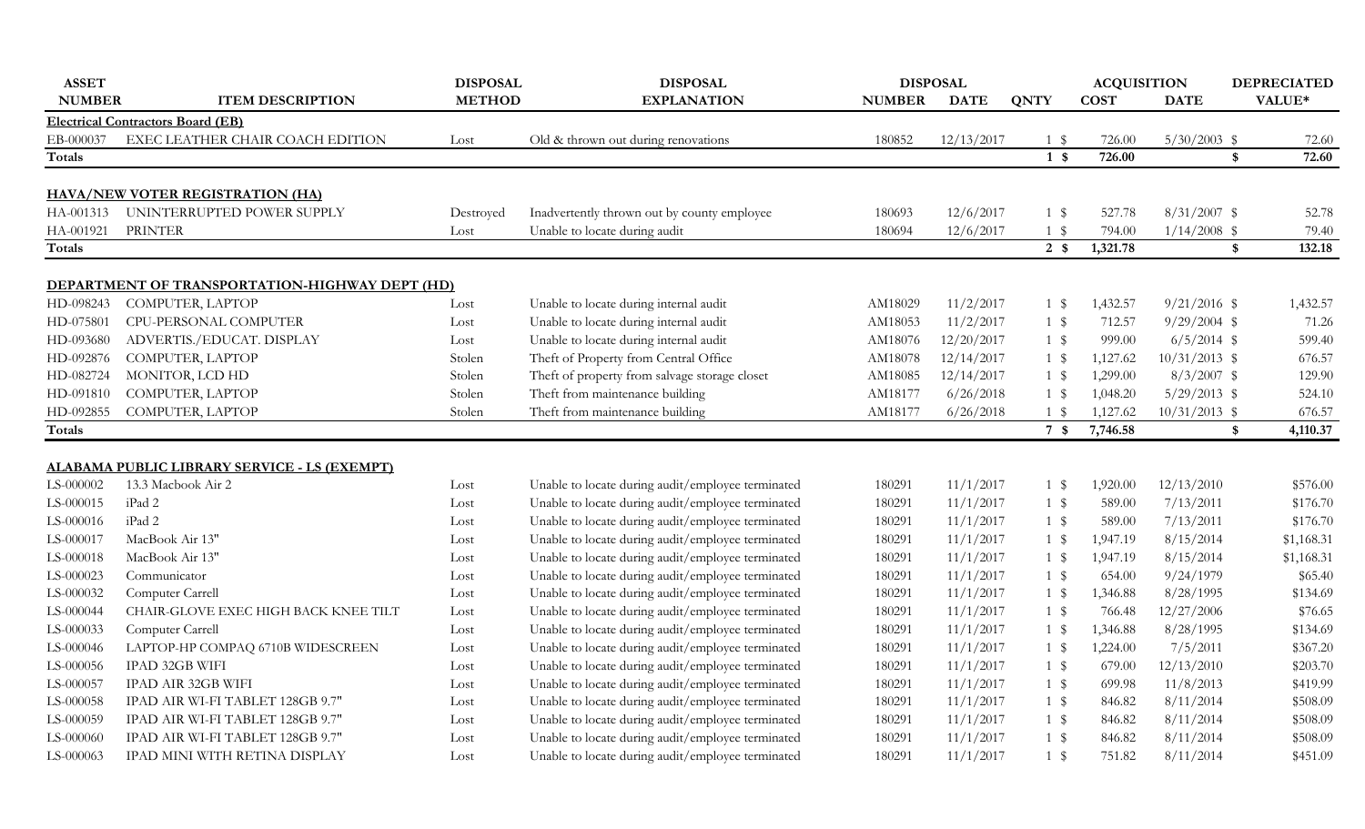| ASSET NUMBER | ITEM DESCRIPTION | DISPOSAL METHOD | DISPOSAL EXPLANATION | DISPOSAL NUMBER | DISPOSAL DATE | QNTY | ACQUISITION COST | ACQUISITION DATE | DEPRECIATED VALUE* |
|---|---|---|---|---|---|---|---|---|---|
| **Electrical Contractors Board (EB)** | | | | | | | | | |
| EB-000037 | EXEC LEATHER CHAIR COACH EDITION | Lost | Old & thrown out during renovations | 180852 | 12/13/2017 | 1 | $ 726.00 | 5/30/2003 | $ 72.60 |
| **Totals** | | | | | | **1** | **$ 726.00** | | **$ 72.60** |
| **HAVA/NEW VOTER REGISTRATION (HA)** | | | | | | | | | |
| HA-001313 | UNINTERRUPTED POWER SUPPLY | Destroyed | Inadvertently thrown out by county employee | 180693 | 12/6/2017 | 1 | $ 527.78 | 8/31/2007 | $ 52.78 |
| HA-001921 | PRINTER | Lost | Unable to locate during audit | 180694 | 12/6/2017 | 1 | $ 794.00 | 1/14/2008 | $ 79.40 |
| **Totals** | | | | | | **2** | **$ 1,321.78** | | **$ 132.18** |
| **DEPARTMENT OF TRANSPORTATION-HIGHWAY DEPT (HD)** | | | | | | | | | |
| HD-098243 | COMPUTER, LAPTOP | Lost | Unable to locate during internal audit | AM18029 | 11/2/2017 | 1 | $ 1,432.57 | 9/21/2016 | $ 1,432.57 |
| HD-075801 | CPU-PERSONAL COMPUTER | Lost | Unable to locate during internal audit | AM18053 | 11/2/2017 | 1 | $ 712.57 | 9/29/2004 | $ 71.26 |
| HD-093680 | ADVERTIS./EDUCAT. DISPLAY | Lost | Unable to locate during internal audit | AM18076 | 12/20/2017 | 1 | $ 999.00 | 6/5/2014 | $ 599.40 |
| HD-092876 | COMPUTER, LAPTOP | Stolen | Theft of Property from Central Office | AM18078 | 12/14/2017 | 1 | $ 1,127.62 | 10/31/2013 | $ 676.57 |
| HD-082724 | MONITOR, LCD HD | Stolen | Theft of property from salvage storage closet | AM18085 | 12/14/2017 | 1 | $ 1,299.00 | 8/3/2007 | $ 129.90 |
| HD-091810 | COMPUTER, LAPTOP | Stolen | Theft from maintenance building | AM18177 | 6/26/2018 | 1 | $ 1,048.20 | 5/29/2013 | $ 524.10 |
| HD-092855 | COMPUTER, LAPTOP | Stolen | Theft from maintenance building | AM18177 | 6/26/2018 | 1 | $ 1,127.62 | 10/31/2013 | $ 676.57 |
| **Totals** | | | | | | **7** | **$ 7,746.58** | | **$ 4,110.37** |
| **ALABAMA PUBLIC LIBRARY SERVICE - LS (EXEMPT)** | | | | | | | | | |
| LS-000002 | 13.3 Macbook Air 2 | Lost | Unable to locate during audit/employee terminated | 180291 | 11/1/2017 | 1 | $ 1,920.00 | 12/13/2010 | $576.00 |
| LS-000015 | iPad 2 | Lost | Unable to locate during audit/employee terminated | 180291 | 11/1/2017 | 1 | $ 589.00 | 7/13/2011 | $176.70 |
| LS-000016 | iPad 2 | Lost | Unable to locate during audit/employee terminated | 180291 | 11/1/2017 | 1 | $ 589.00 | 7/13/2011 | $176.70 |
| LS-000017 | MacBook Air 13" | Lost | Unable to locate during audit/employee terminated | 180291 | 11/1/2017 | 1 | $ 1,947.19 | 8/15/2014 | $1,168.31 |
| LS-000018 | MacBook Air 13" | Lost | Unable to locate during audit/employee terminated | 180291 | 11/1/2017 | 1 | $ 1,947.19 | 8/15/2014 | $1,168.31 |
| LS-000023 | Communicator | Lost | Unable to locate during audit/employee terminated | 180291 | 11/1/2017 | 1 | $ 654.00 | 9/24/1979 | $65.40 |
| LS-000032 | Computer Carrell | Lost | Unable to locate during audit/employee terminated | 180291 | 11/1/2017 | 1 | $ 1,346.88 | 8/28/1995 | $134.69 |
| LS-000044 | CHAIR-GLOVE EXEC HIGH BACK KNEE TILT | Lost | Unable to locate during audit/employee terminated | 180291 | 11/1/2017 | 1 | $ 766.48 | 12/27/2006 | $76.65 |
| LS-000033 | Computer Carrell | Lost | Unable to locate during audit/employee terminated | 180291 | 11/1/2017 | 1 | $ 1,346.88 | 8/28/1995 | $134.69 |
| LS-000046 | LAPTOP-HP COMPAQ 6710B WIDESCREEN | Lost | Unable to locate during audit/employee terminated | 180291 | 11/1/2017 | 1 | $ 1,224.00 | 7/5/2011 | $367.20 |
| LS-000056 | IPAD 32GB WIFI | Lost | Unable to locate during audit/employee terminated | 180291 | 11/1/2017 | 1 | $ 679.00 | 12/13/2010 | $203.70 |
| LS-000057 | IPAD AIR 32GB WIFI | Lost | Unable to locate during audit/employee terminated | 180291 | 11/1/2017 | 1 | $ 699.98 | 11/8/2013 | $419.99 |
| LS-000058 | IPAD AIR WI-FI TABLET 128GB 9.7" | Lost | Unable to locate during audit/employee terminated | 180291 | 11/1/2017 | 1 | $ 846.82 | 8/11/2014 | $508.09 |
| LS-000059 | IPAD AIR WI-FI TABLET 128GB 9.7" | Lost | Unable to locate during audit/employee terminated | 180291 | 11/1/2017 | 1 | $ 846.82 | 8/11/2014 | $508.09 |
| LS-000060 | IPAD AIR WI-FI TABLET 128GB 9.7" | Lost | Unable to locate during audit/employee terminated | 180291 | 11/1/2017 | 1 | $ 846.82 | 8/11/2014 | $508.09 |
| LS-000063 | IPAD MINI WITH RETINA DISPLAY | Lost | Unable to locate during audit/employee terminated | 180291 | 11/1/2017 | 1 | $ 751.82 | 8/11/2014 | $451.09 |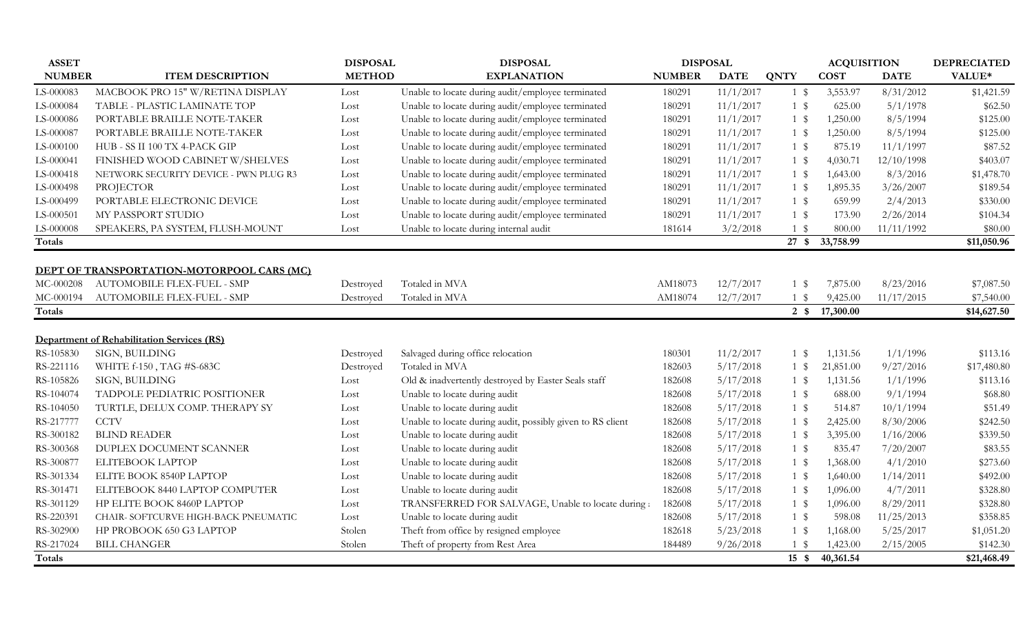| ASSET NUMBER | ITEM DESCRIPTION | DISPOSAL METHOD | DISPOSAL EXPLANATION | DISPOSAL NUMBER | DISPOSAL DATE | QNTY | ACQUISITION COST | ACQUISITION DATE | DEPRECIATED VALUE* |
|---|---|---|---|---|---|---|---|---|---|
| LS-000083 | MACBOOK PRO 15" W/RETINA DISPLAY | Lost | Unable to locate during audit/employee terminated | 180291 | 11/1/2017 | 1 | $ 3,553.97 | 8/31/2012 | $1,421.59 |
| LS-000084 | TABLE - PLASTIC LAMINATE TOP | Lost | Unable to locate during audit/employee terminated | 180291 | 11/1/2017 | 1 | $ 625.00 | 5/1/1978 | $62.50 |
| LS-000086 | PORTABLE BRAILLE NOTE-TAKER | Lost | Unable to locate during audit/employee terminated | 180291 | 11/1/2017 | 1 | $ 1,250.00 | 8/5/1994 | $125.00 |
| LS-000087 | PORTABLE BRAILLE NOTE-TAKER | Lost | Unable to locate during audit/employee terminated | 180291 | 11/1/2017 | 1 | $ 1,250.00 | 8/5/1994 | $125.00 |
| LS-000100 | HUB - SS II 100 TX 4-PACK GIP | Lost | Unable to locate during audit/employee terminated | 180291 | 11/1/2017 | 1 | $ 875.19 | 11/1/1997 | $87.52 |
| LS-000041 | FINISHED WOOD CABINET W/SHELVES | Lost | Unable to locate during audit/employee terminated | 180291 | 11/1/2017 | 1 | $ 4,030.71 | 12/10/1998 | $403.07 |
| LS-000418 | NETWORK SECURITY DEVICE - PWN PLUG R3 | Lost | Unable to locate during audit/employee terminated | 180291 | 11/1/2017 | 1 | $ 1,643.00 | 8/3/2016 | $1,478.70 |
| LS-000498 | PROJECTOR | Lost | Unable to locate during audit/employee terminated | 180291 | 11/1/2017 | 1 | $ 1,895.35 | 3/26/2007 | $189.54 |
| LS-000499 | PORTABLE ELECTRONIC DEVICE | Lost | Unable to locate during audit/employee terminated | 180291 | 11/1/2017 | 1 | $ 659.99 | 2/4/2013 | $330.00 |
| LS-000501 | MY PASSPORT STUDIO | Lost | Unable to locate during audit/employee terminated | 180291 | 11/1/2017 | 1 | $ 173.90 | 2/26/2014 | $104.34 |
| LS-000008 | SPEAKERS, PA SYSTEM, FLUSH-MOUNT | Lost | Unable to locate during internal audit | 181614 | 3/2/2018 | 1 | $ 800.00 | 11/11/1992 | $80.00 |
| **Totals** | | | | | | **27** | **$ 33,758.99** | | **$11,050.96** |
| | | | | | | | | | |
| **DEPT OF TRANSPORTATION-MOTORPOOL CARS (MC)** | | | | | | | | | |
| MC-000208 | AUTOMOBILE FLEX-FUEL - SMP | Destroyed | Totaled in MVA | AM18073 | 12/7/2017 | 1 | $ 7,875.00 | 8/23/2016 | $7,087.50 |
| MC-000194 | AUTOMOBILE FLEX-FUEL - SMP | Destroyed | Totaled in MVA | AM18074 | 12/7/2017 | 1 | $ 9,425.00 | 11/17/2015 | $7,540.00 |
| **Totals** | | | | | | **2** | **$ 17,300.00** | | **$14,627.50** |
| | | | | | | | | | |
| **Department of Rehabilitation Services (RS)** | | | | | | | | | |
| RS-105830 | SIGN, BUILDING | Destroyed | Salvaged during office relocation | 180301 | 11/2/2017 | 1 | $ 1,131.56 | 1/1/1996 | $113.16 |
| RS-221116 | WHITE f-150 , TAG #S-683C | Destroyed | Totaled in MVA | 182603 | 5/17/2018 | 1 | $ 21,851.00 | 9/27/2016 | $17,480.80 |
| RS-105826 | SIGN, BUILDING | Lost | Old & inadvertently destroyed by Easter Seals staff | 182608 | 5/17/2018 | 1 | $ 1,131.56 | 1/1/1996 | $113.16 |
| RS-104074 | TADPOLE PEDIATRIC POSITIONER | Lost | Unable to locate during audit | 182608 | 5/17/2018 | 1 | $ 688.00 | 9/1/1994 | $68.80 |
| RS-104050 | TURTLE, DELUX COMP. THERAPY SY | Lost | Unable to locate during audit | 182608 | 5/17/2018 | 1 | $ 514.87 | 10/1/1994 | $51.49 |
| RS-217777 | CCTV | Lost | Unable to locate during audit, possibly given to RS client | 182608 | 5/17/2018 | 1 | $ 2,425.00 | 8/30/2006 | $242.50 |
| RS-300182 | BLIND READER | Lost | Unable to locate during audit | 182608 | 5/17/2018 | 1 | $ 3,395.00 | 1/16/2006 | $339.50 |
| RS-300368 | DUPLEX DOCUMENT SCANNER | Lost | Unable to locate during audit | 182608 | 5/17/2018 | 1 | $ 835.47 | 7/20/2007 | $83.55 |
| RS-300877 | ELITEBOOK LAPTOP | Lost | Unable to locate during audit | 182608 | 5/17/2018 | 1 | $ 1,368.00 | 4/1/2010 | $273.60 |
| RS-301334 | ELITE BOOK 8540P LAPTOP | Lost | Unable to locate during audit | 182608 | 5/17/2018 | 1 | $ 1,640.00 | 1/14/2011 | $492.00 |
| RS-301471 | ELITEBOOK 8440 LAPTOP COMPUTER | Lost | Unable to locate during audit | 182608 | 5/17/2018 | 1 | $ 1,096.00 | 4/7/2011 | $328.80 |
| RS-301129 | HP ELITE BOOK 8460P LAPTOP | Lost | TRANSFERRED FOR SALVAGE, Unable to locate during a | 182608 | 5/17/2018 | 1 | $ 1,096.00 | 8/29/2011 | $328.80 |
| RS-220391 | CHAIR- SOFTCURVE HIGH-BACK PNEUMATIC | Lost | Unable to locate during audit | 182608 | 5/17/2018 | 1 | $ 598.08 | 11/25/2013 | $358.85 |
| RS-302900 | HP PROBOOK 650 G3 LAPTOP | Stolen | Theft from office by resigned employee | 182618 | 5/23/2018 | 1 | $ 1,168.00 | 5/25/2017 | $1,051.20 |
| RS-217024 | BILL CHANGER | Stolen | Theft of property from Rest Area | 184489 | 9/26/2018 | 1 | $ 1,423.00 | 2/15/2005 | $142.30 |
| **Totals** | | | | | | **15** | **$ 40,361.54** | | **$21,468.49** |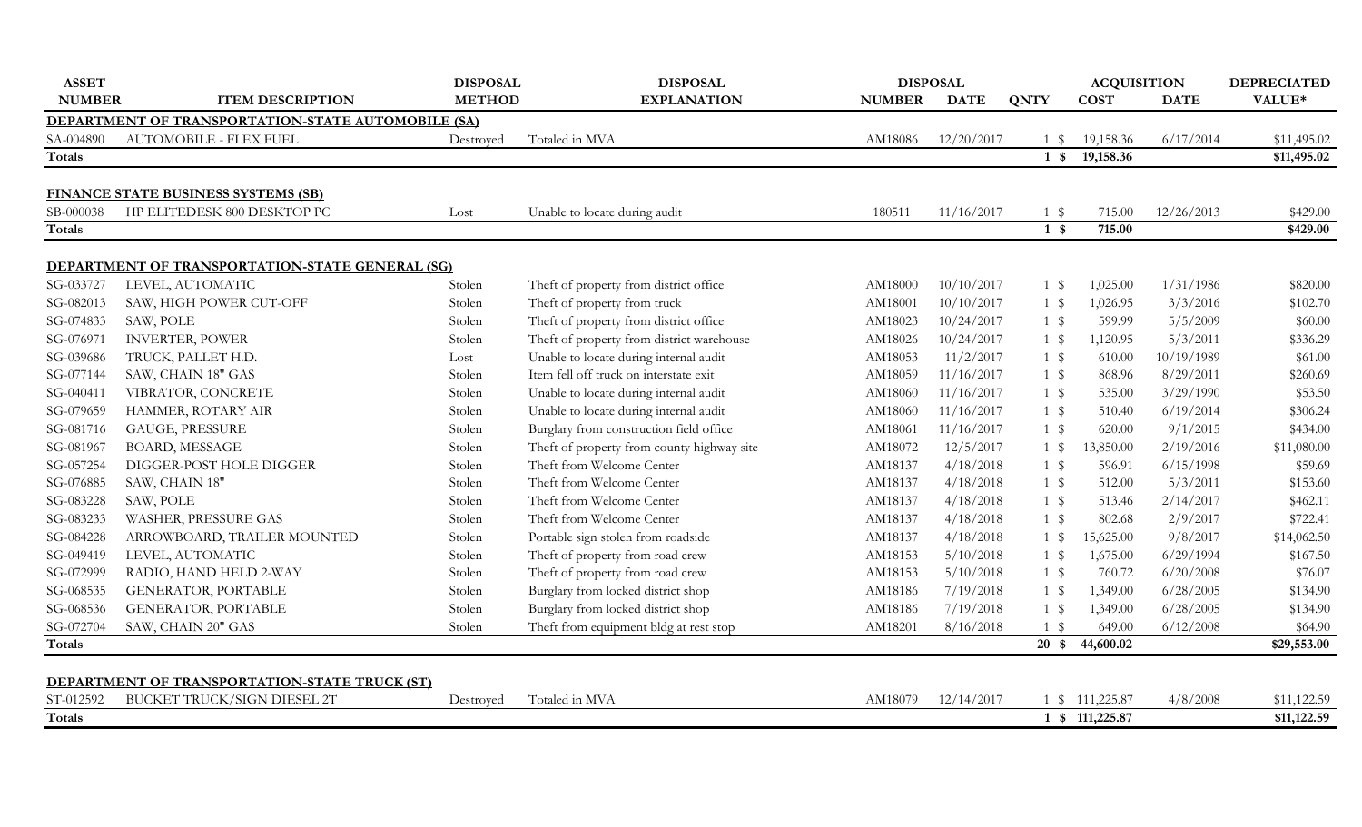| ASSET NUMBER | ITEM DESCRIPTION | DISPOSAL METHOD | DISPOSAL EXPLANATION | DISPOSAL NUMBER | DISPOSAL DATE | QNTY | ACQUISITION COST | ACQUISITION DATE | DEPRECIATED VALUE* |
|---|---|---|---|---|---|---|---|---|---|
| **DEPARTMENT OF TRANSPORTATION-STATE AUTOMOBILE (SA)** | | | | | | | | | |
| SA-004890 | AUTOMOBILE - FLEX FUEL | Destroyed | Totaled in MVA | AM18086 | 12/20/2017 | 1 | $ 19,158.36 | 6/17/2014 | $11,495.02 |
| **Totals** | | | | | | **1** | **$ 19,158.36** | | **$11,495.02** |
| **FINANCE STATE BUSINESS SYSTEMS (SB)** | | | | | | | | | |
| SB-000038 | HP ELITEDESK 800 DESKTOP PC | Lost | Unable to locate during audit | 180511 | 11/16/2017 | 1 | $ 715.00 | 12/26/2013 | $429.00 |
| **Totals** | | | | | | **1** | **$ 715.00** | | **$429.00** |
| **DEPARTMENT OF TRANSPORTATION-STATE GENERAL (SG)** | | | | | | | | | |
| SG-033727 | LEVEL, AUTOMATIC | Stolen | Theft of property from district office | AM18000 | 10/10/2017 | 1 | $ 1,025.00 | 1/31/1986 | $820.00 |
| SG-082013 | SAW, HIGH POWER CUT-OFF | Stolen | Theft of property from truck | AM18001 | 10/10/2017 | 1 | $ 1,026.95 | 3/3/2016 | $102.70 |
| SG-074833 | SAW, POLE | Stolen | Theft of property from district office | AM18023 | 10/24/2017 | 1 | $ 599.99 | 5/5/2009 | $60.00 |
| SG-076971 | INVERTER, POWER | Stolen | Theft of property from district warehouse | AM18026 | 10/24/2017 | 1 | $ 1,120.95 | 5/3/2011 | $336.29 |
| SG-039686 | TRUCK, PALLET H.D. | Lost | Unable to locate during internal audit | AM18053 | 11/2/2017 | 1 | $ 610.00 | 10/19/1989 | $61.00 |
| SG-077144 | SAW, CHAIN 18" GAS | Stolen | Item fell off truck on interstate exit | AM18059 | 11/16/2017 | 1 | $ 868.96 | 8/29/2011 | $260.69 |
| SG-040411 | VIBRATOR, CONCRETE | Stolen | Unable to locate during internal audit | AM18060 | 11/16/2017 | 1 | $ 535.00 | 3/29/1990 | $53.50 |
| SG-079659 | HAMMER, ROTARY AIR | Stolen | Unable to locate during internal audit | AM18060 | 11/16/2017 | 1 | $ 510.40 | 6/19/2014 | $306.24 |
| SG-081716 | GAUGE, PRESSURE | Stolen | Burglary from construction field office | AM18061 | 11/16/2017 | 1 | $ 620.00 | 9/1/2015 | $434.00 |
| SG-081967 | BOARD, MESSAGE | Stolen | Theft of property from county highway site | AM18072 | 12/5/2017 | 1 | $ 13,850.00 | 2/19/2016 | $11,080.00 |
| SG-057254 | DIGGER-POST HOLE DIGGER | Stolen | Theft from Welcome Center | AM18137 | 4/18/2018 | 1 | $ 596.91 | 6/15/1998 | $59.69 |
| SG-076885 | SAW, CHAIN 18" | Stolen | Theft from Welcome Center | AM18137 | 4/18/2018 | 1 | $ 512.00 | 5/3/2011 | $153.60 |
| SG-083228 | SAW, POLE | Stolen | Theft from Welcome Center | AM18137 | 4/18/2018 | 1 | $ 513.46 | 2/14/2017 | $462.11 |
| SG-083233 | WASHER, PRESSURE GAS | Stolen | Theft from Welcome Center | AM18137 | 4/18/2018 | 1 | $ 802.68 | 2/9/2017 | $722.41 |
| SG-084228 | ARROWBOARD, TRAILER MOUNTED | Stolen | Portable sign stolen from roadside | AM18137 | 4/18/2018 | 1 | $ 15,625.00 | 9/8/2017 | $14,062.50 |
| SG-049419 | LEVEL, AUTOMATIC | Stolen | Theft of property from road crew | AM18153 | 5/10/2018 | 1 | $ 1,675.00 | 6/29/1994 | $167.50 |
| SG-072999 | RADIO, HAND HELD 2-WAY | Stolen | Theft of property from road crew | AM18153 | 5/10/2018 | 1 | $ 760.72 | 6/20/2008 | $76.07 |
| SG-068535 | GENERATOR, PORTABLE | Stolen | Burglary from locked district shop | AM18186 | 7/19/2018 | 1 | $ 1,349.00 | 6/28/2005 | $134.90 |
| SG-068536 | GENERATOR, PORTABLE | Stolen | Burglary from locked district shop | AM18186 | 7/19/2018 | 1 | $ 1,349.00 | 6/28/2005 | $134.90 |
| SG-072704 | SAW, CHAIN 20" GAS | Stolen | Theft from equipment bldg at rest stop | AM18201 | 8/16/2018 | 1 | $ 649.00 | 6/12/2008 | $64.90 |
| **Totals** | | | | | | **20** | **$ 44,600.02** | | **$29,553.00** |
| **DEPARTMENT OF TRANSPORTATION-STATE TRUCK (ST)** | | | | | | | | | |
| ST-012592 | BUCKET TRUCK/SIGN DIESEL 2T | Destroyed | Totaled in MVA | AM18079 | 12/14/2017 | 1 | $ 111,225.87 | 4/8/2008 | $11,122.59 |
| **Totals** | | | | | | **1** | **$ 111,225.87** | | **$11,122.59** |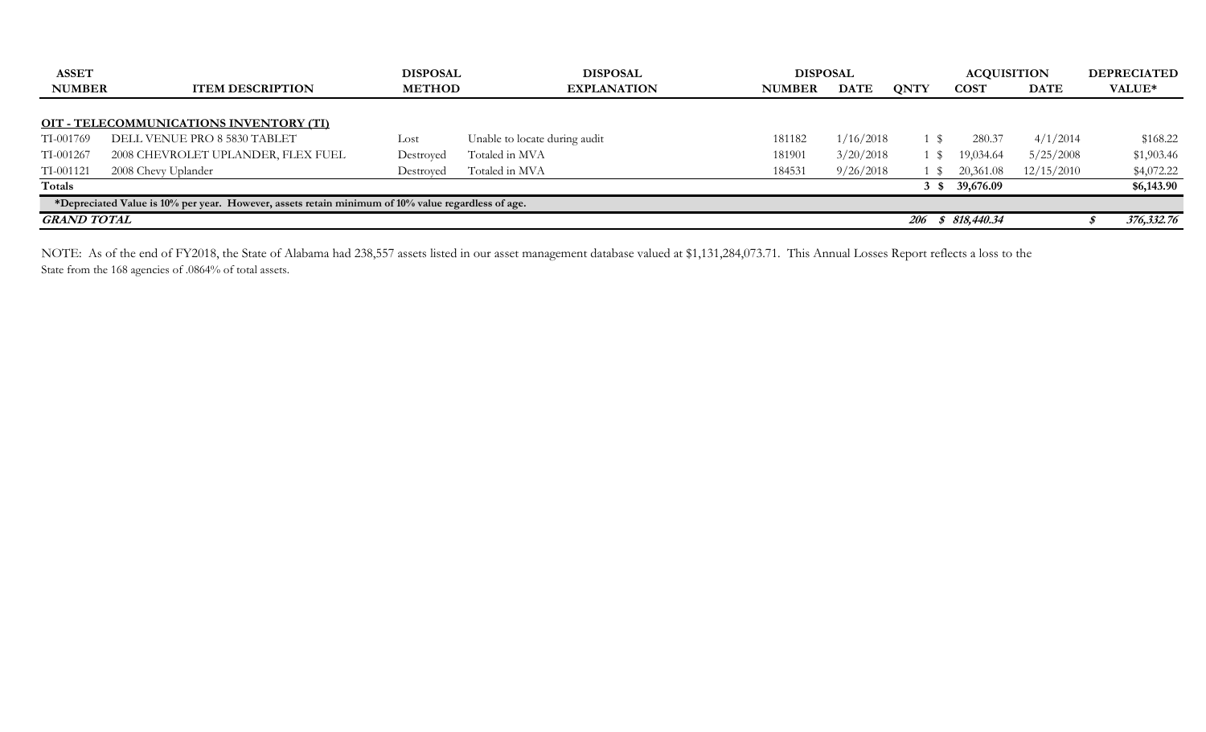| ASSET NUMBER | ITEM DESCRIPTION | DISPOSAL METHOD | DISPOSAL EXPLANATION | DISPOSAL NUMBER | DISPOSAL DATE | QNTY | ACQUISITION COST | ACQUISITION DATE | DEPRECIATED VALUE* |
|---|---|---|---|---|---|---|---|---|---|
| **OIT - TELECOMMUNICATIONS INVENTORY (TI)** | | | | | | | | | |
| TI-001769 | DELL VENUE PRO 8 5830 TABLET | Lost | Unable to locate during audit | 181182 | 1/16/2018 | 1 | $ 280.37 | 4/1/2014 | $168.22 |
| TI-001267 | 2008 CHEVROLET UPLANDER, FLEX FUEL | Destroyed | Totaled in MVA | 181901 | 3/20/2018 | 1 | $ 19,034.64 | 5/25/2008 | $1,903.46 |
| TI-001121 | 2008 Chevy Uplander | Destroyed | Totaled in MVA | 184531 | 9/26/2018 | 1 | $ 20,361.08 | 12/15/2010 | $4,072.22 |
| **Totals** | | | | | | **3** | **$ 39,676.09** | | **$6,143.90** |
| ***Depreciated Value is 10% per year. However, assets retain minimum of 10% value regardless of age.** | | | | | | | | | |
| ***GRAND TOTAL*** | | | | | | ***206*** | ***$ 818,440.34*** | | ***$ 376,332.76*** |

NOTE: As of the end of FY2018, the State of Alabama had 238,557 assets listed in our asset management database valued at $1,131,284,073.71. This Annual Losses Report reflects a loss to the State from the 168 agencies of .0864% of total assets.